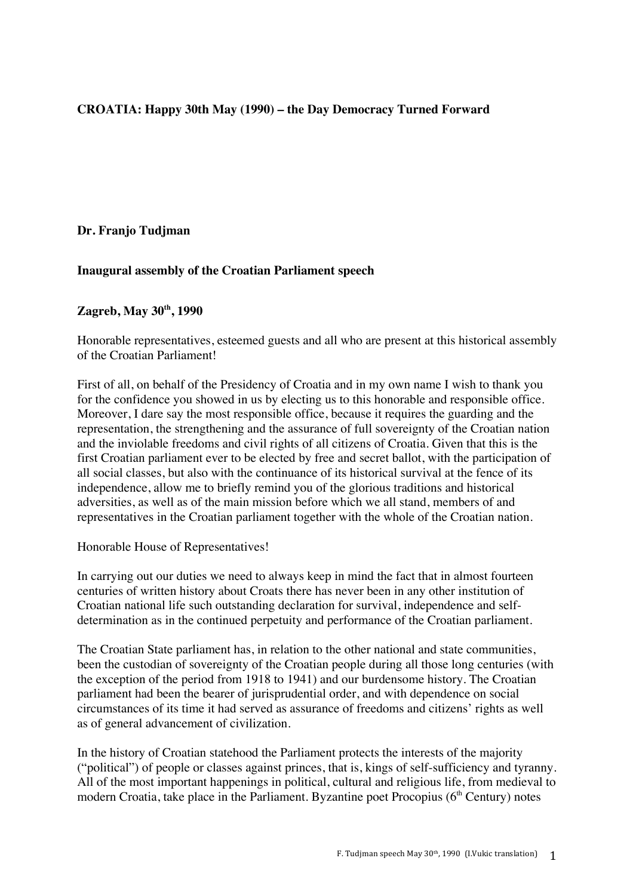**CROATIA: Happy 30th May (1990) – the Day Democracy Turned Forward**

**Dr. Franjo Tudjman**

**Inaugural assembly of the Croatian Parliament speech**

**Zagreb, May 30th, 1990**

Honorable representatives, esteemed guests and all who are present at this historical assembly of the Croatian Parliament!

First of all, on behalf of the Presidency of Croatia and in my own name I wish to thank you for the confidence you showed in us by electing us to this honorable and responsible office. Moreover, I dare say the most responsible office, because it requires the guarding and the representation, the strengthening and the assurance of full sovereignty of the Croatian nation and the inviolable freedoms and civil rights of all citizens of Croatia. Given that this is the first Croatian parliament ever to be elected by free and secret ballot, with the participation of all social classes, but also with the continuance of its historical survival at the fence of its independence, allow me to briefly remind you of the glorious traditions and historical adversities, as well as of the main mission before which we all stand, members of and representatives in the Croatian parliament together with the whole of the Croatian nation.

Honorable House of Representatives!

In carrying out our duties we need to always keep in mind the fact that in almost fourteen centuries of written history about Croats there has never been in any other institution of Croatian national life such outstanding declaration for survival, independence and self-determination as in the continued perpetuity and performance of the Croatian parliament.

The Croatian State parliament has, in relation to the other national and state communities, been the custodian of sovereignty of the Croatian people during all those long centuries (with the exception of the period from 1918 to 1941) and our burdensome history. The Croatian parliament had been the bearer of jurisprudential order, and with dependence on social circumstances of its time it had served as assurance of freedoms and citizens' rights as well as of general advancement of civilization.

In the history of Croatian statehood the Parliament protects the interests of the majority ("political") of people or classes against princes, that is, kings of self-sufficiency and tyranny. All of the most important happenings in political, cultural and religious life, from medieval to modern Croatia, take place in the Parliament. Byzantine poet Procopius (6th Century) notes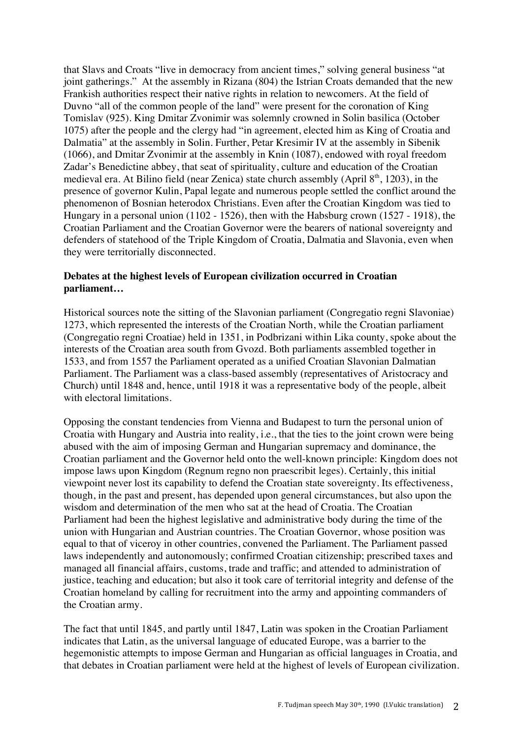that Slavs and Croats "live in democracy from ancient times," solving general business "at joint gatherings." At the assembly in Rizana (804) the Istrian Croats demanded that the new Frankish authorities respect their native rights in relation to newcomers. At the field of Duvno "all of the common people of the land" were present for the coronation of King Tomislav (925). King Dmitar Zvonimir was solemnly crowned in Solin basilica (October 1075) after the people and the clergy had "in agreement, elected him as King of Croatia and Dalmatia" at the assembly in Solin. Further, Petar Kresimir IV at the assembly in Sibenik (1066), and Dmitar Zvonimir at the assembly in Knin (1087), endowed with royal freedom Zadar's Benedictine abbey, that seat of spirituality, culture and education of the Croatian medieval era. At Bilino field (near Zenica) state church assembly (April 8th, 1203), in the presence of governor Kulin, Papal legate and numerous people settled the conflict around the phenomenon of Bosnian heterodox Christians. Even after the Croatian Kingdom was tied to Hungary in a personal union (1102 - 1526), then with the Habsburg crown (1527 - 1918), the Croatian Parliament and the Croatian Governor were the bearers of national sovereignty and defenders of statehood of the Triple Kingdom of Croatia, Dalmatia and Slavonia, even when they were territorially disconnected.

**Debates at the highest levels of European civilization occurred in Croatian parliament…**

Historical sources note the sitting of the Slavonian parliament (Congregatio regni Slavoniae) 1273, which represented the interests of the Croatian North, while the Croatian parliament (Congregatio regni Croatiae) held in 1351, in Podbrizani within Lika county, spoke about the interests of the Croatian area south from Gvozd. Both parliaments assembled together in 1533, and from 1557 the Parliament operated as a unified Croatian Slavonian Dalmatian Parliament. The Parliament was a class-based assembly (representatives of Aristocracy and Church) until 1848 and, hence, until 1918 it was a representative body of the people, albeit with electoral limitations.

Opposing the constant tendencies from Vienna and Budapest to turn the personal union of Croatia with Hungary and Austria into reality, i.e., that the ties to the joint crown were being abused with the aim of imposing German and Hungarian supremacy and dominance, the Croatian parliament and the Governor held onto the well-known principle: Kingdom does not impose laws upon Kingdom (Regnum regno non praescribit leges). Certainly, this initial viewpoint never lost its capability to defend the Croatian state sovereignty. Its effectiveness, though, in the past and present, has depended upon general circumstances, but also upon the wisdom and determination of the men who sat at the head of Croatia. The Croatian Parliament had been the highest legislative and administrative body during the time of the union with Hungarian and Austrian countries. The Croatian Governor, whose position was equal to that of viceroy in other countries, convened the Parliament. The Parliament passed laws independently and autonomously; confirmed Croatian citizenship; prescribed taxes and managed all financial affairs, customs, trade and traffic; and attended to administration of justice, teaching and education; but also it took care of territorial integrity and defense of the Croatian homeland by calling for recruitment into the army and appointing commanders of the Croatian army.

The fact that until 1845, and partly until 1847, Latin was spoken in the Croatian Parliament indicates that Latin, as the universal language of educated Europe, was a barrier to the hegemonistic attempts to impose German and Hungarian as official languages in Croatia, and that debates in Croatian parliament were held at the highest of levels of European civilization.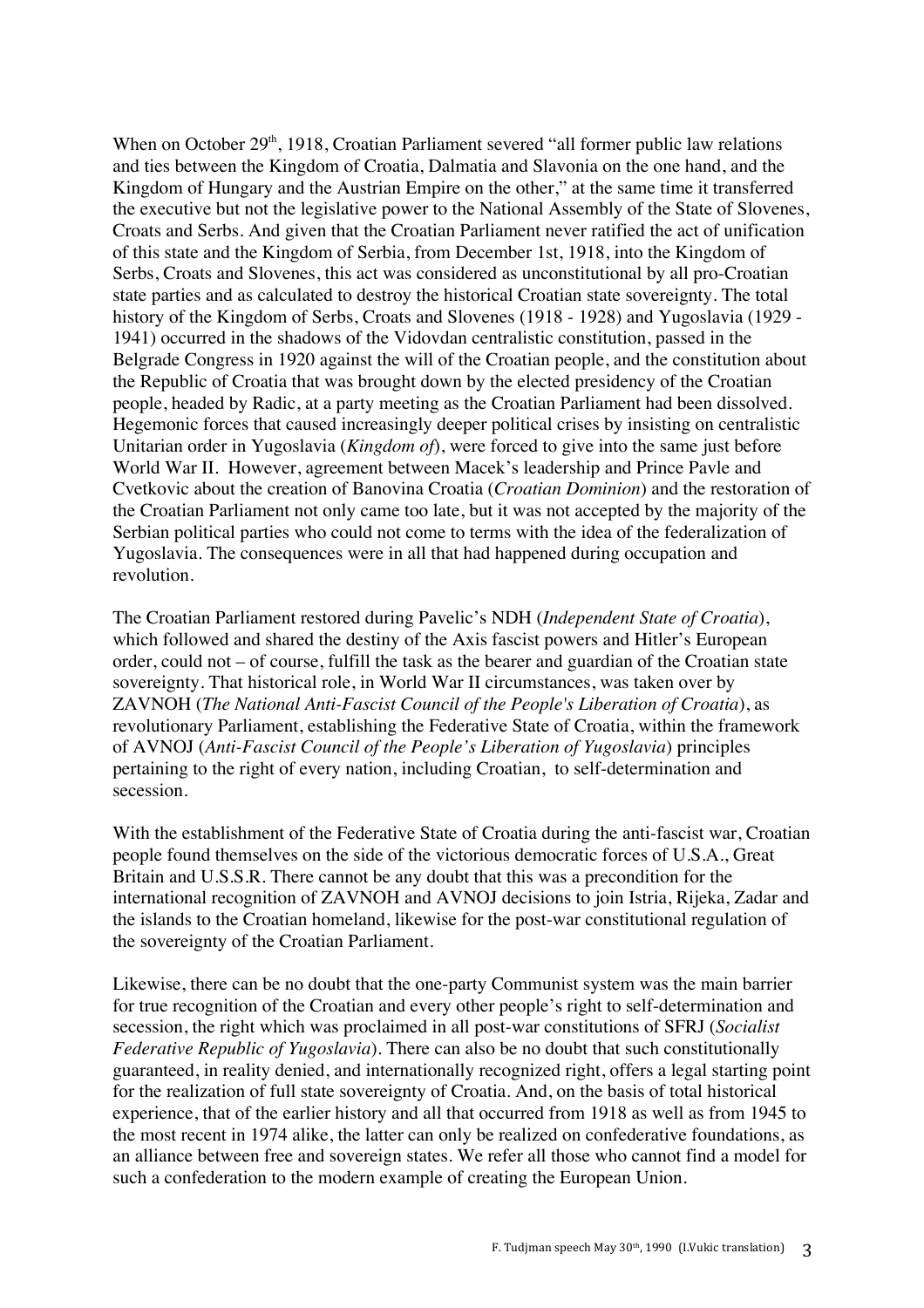When on October 29th, 1918, Croatian Parliament severed "all former public law relations and ties between the Kingdom of Croatia, Dalmatia and Slavonia on the one hand, and the Kingdom of Hungary and the Austrian Empire on the other," at the same time it transferred the executive but not the legislative power to the National Assembly of the State of Slovenes, Croats and Serbs. And given that the Croatian Parliament never ratified the act of unification of this state and the Kingdom of Serbia, from December 1st, 1918, into the Kingdom of Serbs, Croats and Slovenes, this act was considered as unconstitutional by all pro-Croatian state parties and as calculated to destroy the historical Croatian state sovereignty. The total history of the Kingdom of Serbs, Croats and Slovenes (1918 - 1928) and Yugoslavia (1929 - 1941) occurred in the shadows of the Vidovdan centralistic constitution, passed in the Belgrade Congress in 1920 against the will of the Croatian people, and the constitution about the Republic of Croatia that was brought down by the elected presidency of the Croatian people, headed by Radic, at a party meeting as the Croatian Parliament had been dissolved. Hegemonic forces that caused increasingly deeper political crises by insisting on centralistic Unitarian order in Yugoslavia (*Kingdom of*), were forced to give into the same just before World War II. However, agreement between Macek's leadership and Prince Pavle and Cvetkovic about the creation of Banovina Croatia (*Croatian Dominion*) and the restoration of the Croatian Parliament not only came too late, but it was not accepted by the majority of the Serbian political parties who could not come to terms with the idea of the federalization of Yugoslavia. The consequences were in all that had happened during occupation and revolution.

The Croatian Parliament restored during Pavelic's NDH (*Independent State of Croatia*), which followed and shared the destiny of the Axis fascist powers and Hitler's European order, could not – of course, fulfill the task as the bearer and guardian of the Croatian state sovereignty. That historical role, in World War II circumstances, was taken over by ZAVNOH (*The National Anti-Fascist Council of the People's Liberation of Croatia*), as revolutionary Parliament, establishing the Federative State of Croatia, within the framework of AVNOJ (*Anti-Fascist Council of the People's Liberation of Yugoslavia*) principles pertaining to the right of every nation, including Croatian, to self-determination and secession.

With the establishment of the Federative State of Croatia during the anti-fascist war, Croatian people found themselves on the side of the victorious democratic forces of U.S.A., Great Britain and U.S.S.R. There cannot be any doubt that this was a precondition for the international recognition of ZAVNOH and AVNOJ decisions to join Istria, Rijeka, Zadar and the islands to the Croatian homeland, likewise for the post-war constitutional regulation of the sovereignty of the Croatian Parliament.

Likewise, there can be no doubt that the one-party Communist system was the main barrier for true recognition of the Croatian and every other people's right to self-determination and secession, the right which was proclaimed in all post-war constitutions of SFRJ (*Socialist Federative Republic of Yugoslavia*). There can also be no doubt that such constitutionally guaranteed, in reality denied, and internationally recognized right, offers a legal starting point for the realization of full state sovereignty of Croatia. And, on the basis of total historical experience, that of the earlier history and all that occurred from 1918 as well as from 1945 to the most recent in 1974 alike, the latter can only be realized on confederative foundations, as an alliance between free and sovereign states. We refer all those who cannot find a model for such a confederation to the modern example of creating the European Union.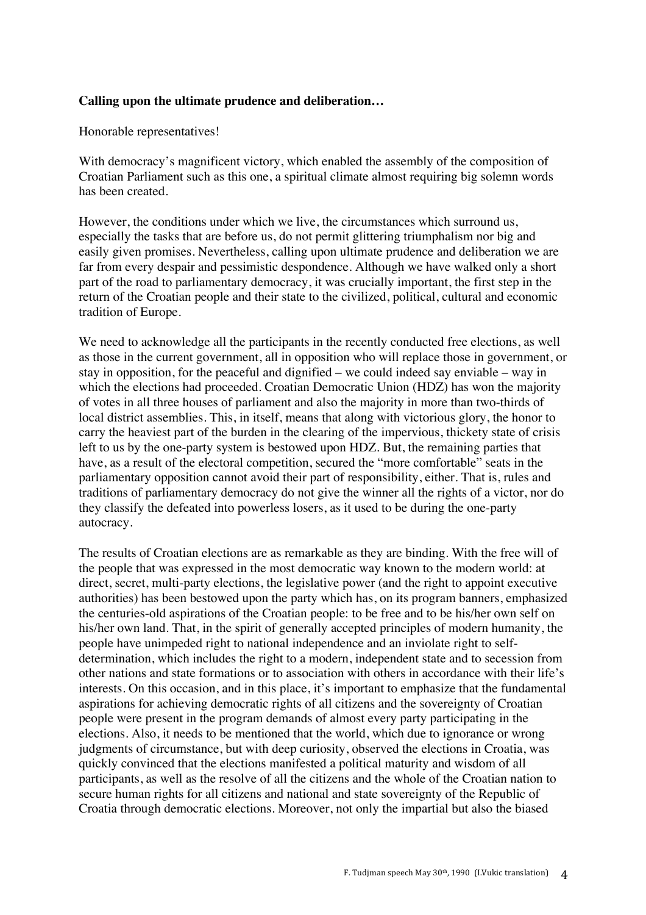**Calling upon the ultimate prudence and deliberation…**

Honorable representatives!

With democracy's magnificent victory, which enabled the assembly of the composition of Croatian Parliament such as this one, a spiritual climate almost requiring big solemn words has been created.

However, the conditions under which we live, the circumstances which surround us, especially the tasks that are before us, do not permit glittering triumphalism nor big and easily given promises. Nevertheless, calling upon ultimate prudence and deliberation we are far from every despair and pessimistic despondence. Although we have walked only a short part of the road to parliamentary democracy, it was crucially important, the first step in the return of the Croatian people and their state to the civilized, political, cultural and economic tradition of Europe.

We need to acknowledge all the participants in the recently conducted free elections, as well as those in the current government, all in opposition who will replace those in government, or stay in opposition, for the peaceful and dignified – we could indeed say enviable – way in which the elections had proceeded. Croatian Democratic Union (HDZ) has won the majority of votes in all three houses of parliament and also the majority in more than two-thirds of local district assemblies. This, in itself, means that along with victorious glory, the honor to carry the heaviest part of the burden in the clearing of the impervious, thickety state of crisis left to us by the one-party system is bestowed upon HDZ. But, the remaining parties that have, as a result of the electoral competition, secured the "more comfortable" seats in the parliamentary opposition cannot avoid their part of responsibility, either. That is, rules and traditions of parliamentary democracy do not give the winner all the rights of a victor, nor do they classify the defeated into powerless losers, as it used to be during the one-party autocracy.

The results of Croatian elections are as remarkable as they are binding. With the free will of the people that was expressed in the most democratic way known to the modern world: at direct, secret, multi-party elections, the legislative power (and the right to appoint executive authorities) has been bestowed upon the party which has, on its program banners, emphasized the centuries-old aspirations of the Croatian people: to be free and to be his/her own self on his/her own land. That, in the spirit of generally accepted principles of modern humanity, the people have unimpeded right to national independence and an inviolate right to self-determination, which includes the right to a modern, independent state and to secession from other nations and state formations or to association with others in accordance with their life's interests. On this occasion, and in this place, it's important to emphasize that the fundamental aspirations for achieving democratic rights of all citizens and the sovereignty of Croatian people were present in the program demands of almost every party participating in the elections. Also, it needs to be mentioned that the world, which due to ignorance or wrong judgments of circumstance, but with deep curiosity, observed the elections in Croatia, was quickly convinced that the elections manifested a political maturity and wisdom of all participants, as well as the resolve of all the citizens and the whole of the Croatian nation to secure human rights for all citizens and national and state sovereignty of the Republic of Croatia through democratic elections. Moreover, not only the impartial but also the biased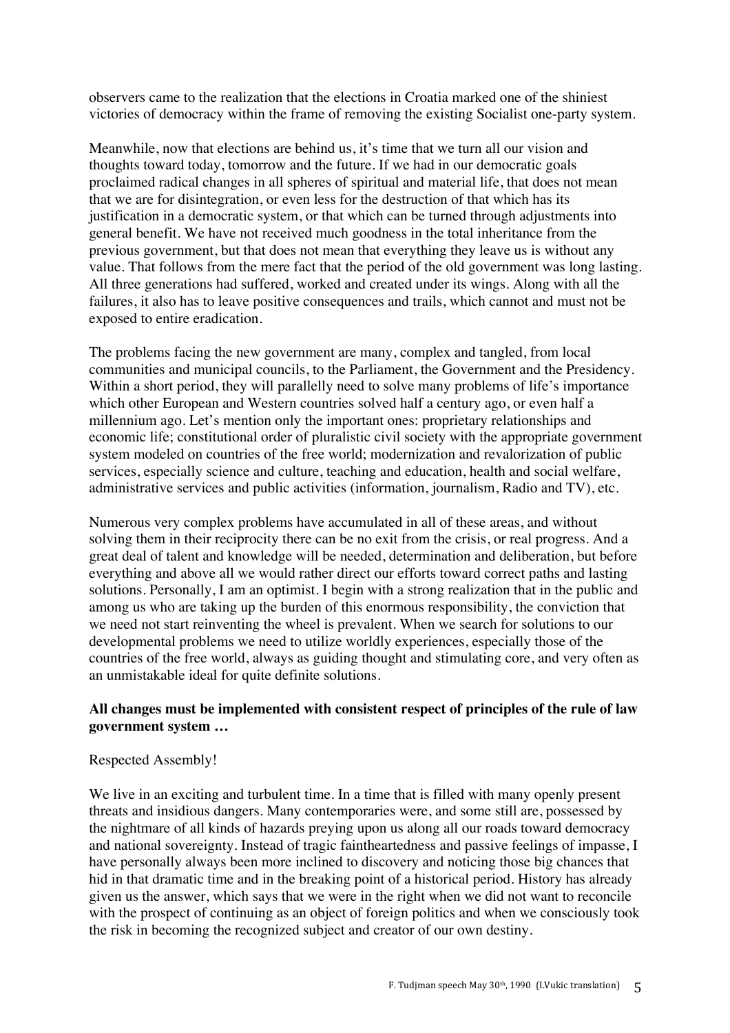observers came to the realization that the elections in Croatia marked one of the shiniest victories of democracy within the frame of removing the existing Socialist one-party system.

Meanwhile, now that elections are behind us, it's time that we turn all our vision and thoughts toward today, tomorrow and the future. If we had in our democratic goals proclaimed radical changes in all spheres of spiritual and material life, that does not mean that we are for disintegration, or even less for the destruction of that which has its justification in a democratic system, or that which can be turned through adjustments into general benefit. We have not received much goodness in the total inheritance from the previous government, but that does not mean that everything they leave us is without any value. That follows from the mere fact that the period of the old government was long lasting. All three generations had suffered, worked and created under its wings. Along with all the failures, it also has to leave positive consequences and trails, which cannot and must not be exposed to entire eradication.

The problems facing the new government are many, complex and tangled, from local communities and municipal councils, to the Parliament, the Government and the Presidency. Within a short period, they will parallelly need to solve many problems of life's importance which other European and Western countries solved half a century ago, or even half a millennium ago. Let's mention only the important ones: proprietary relationships and economic life; constitutional order of pluralistic civil society with the appropriate government system modeled on countries of the free world; modernization and revalorization of public services, especially science and culture, teaching and education, health and social welfare, administrative services and public activities (information, journalism, Radio and TV), etc.

Numerous very complex problems have accumulated in all of these areas, and without solving them in their reciprocity there can be no exit from the crisis, or real progress. And a great deal of talent and knowledge will be needed, determination and deliberation, but before everything and above all we would rather direct our efforts toward correct paths and lasting solutions. Personally, I am an optimist. I begin with a strong realization that in the public and among us who are taking up the burden of this enormous responsibility, the conviction that we need not start reinventing the wheel is prevalent. When we search for solutions to our developmental problems we need to utilize worldly experiences, especially those of the countries of the free world, always as guiding thought and stimulating core, and very often as an unmistakable ideal for quite definite solutions.

**All changes must be implemented with consistent respect of principles of the rule of law government system …**

Respected Assembly!

We live in an exciting and turbulent time. In a time that is filled with many openly present threats and insidious dangers. Many contemporaries were, and some still are, possessed by the nightmare of all kinds of hazards preying upon us along all our roads toward democracy and national sovereignty. Instead of tragic faintheartedness and passive feelings of impasse, I have personally always been more inclined to discovery and noticing those big chances that hid in that dramatic time and in the breaking point of a historical period. History has already given us the answer, which says that we were in the right when we did not want to reconcile with the prospect of continuing as an object of foreign politics and when we consciously took the risk in becoming the recognized subject and creator of our own destiny.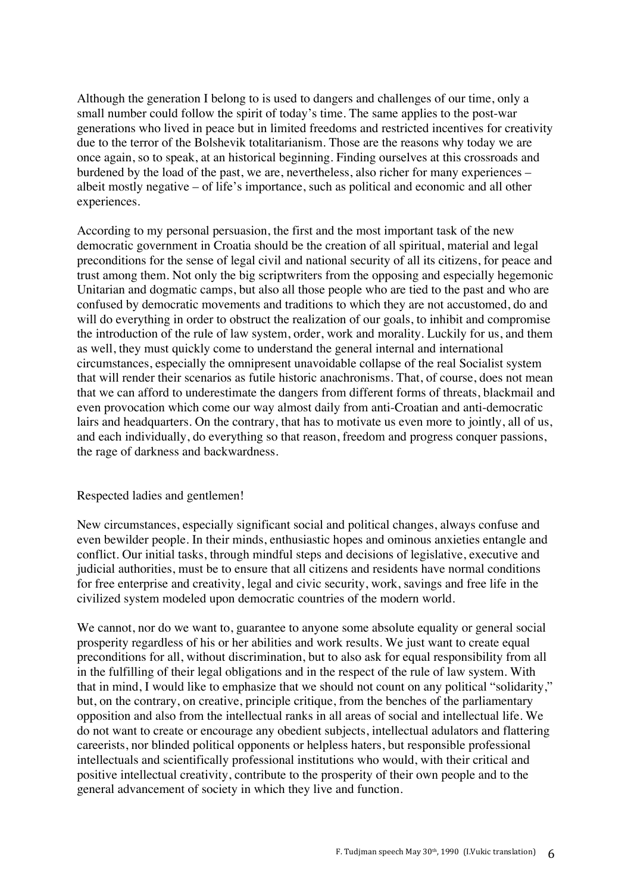Although the generation I belong to is used to dangers and challenges of our time, only a small number could follow the spirit of today's time. The same applies to the post-war generations who lived in peace but in limited freedoms and restricted incentives for creativity due to the terror of the Bolshevik totalitarianism. Those are the reasons why today we are once again, so to speak, at an historical beginning. Finding ourselves at this crossroads and burdened by the load of the past, we are, nevertheless, also richer for many experiences – albeit mostly negative – of life's importance, such as political and economic and all other experiences.

According to my personal persuasion, the first and the most important task of the new democratic government in Croatia should be the creation of all spiritual, material and legal preconditions for the sense of legal civil and national security of all its citizens, for peace and trust among them. Not only the big scriptwriters from the opposing and especially hegemonic Unitarian and dogmatic camps, but also all those people who are tied to the past and who are confused by democratic movements and traditions to which they are not accustomed, do and will do everything in order to obstruct the realization of our goals, to inhibit and compromise the introduction of the rule of law system, order, work and morality. Luckily for us, and them as well, they must quickly come to understand the general internal and international circumstances, especially the omnipresent unavoidable collapse of the real Socialist system that will render their scenarios as futile historic anachronisms. That, of course, does not mean that we can afford to underestimate the dangers from different forms of threats, blackmail and even provocation which come our way almost daily from anti-Croatian and anti-democratic lairs and headquarters. On the contrary, that has to motivate us even more to jointly, all of us, and each individually, do everything so that reason, freedom and progress conquer passions, the rage of darkness and backwardness.

Respected ladies and gentlemen!

New circumstances, especially significant social and political changes, always confuse and even bewilder people. In their minds, enthusiastic hopes and ominous anxieties entangle and conflict. Our initial tasks, through mindful steps and decisions of legislative, executive and judicial authorities, must be to ensure that all citizens and residents have normal conditions for free enterprise and creativity, legal and civic security, work, savings and free life in the civilized system modeled upon democratic countries of the modern world.

We cannot, nor do we want to, guarantee to anyone some absolute equality or general social prosperity regardless of his or her abilities and work results. We just want to create equal preconditions for all, without discrimination, but to also ask for equal responsibility from all in the fulfilling of their legal obligations and in the respect of the rule of law system. With that in mind, I would like to emphasize that we should not count on any political "solidarity," but, on the contrary, on creative, principle critique, from the benches of the parliamentary opposition and also from the intellectual ranks in all areas of social and intellectual life. We do not want to create or encourage any obedient subjects, intellectual adulators and flattering careerists, nor blinded political opponents or helpless haters, but responsible professional intellectuals and scientifically professional institutions who would, with their critical and positive intellectual creativity, contribute to the prosperity of their own people and to the general advancement of society in which they live and function.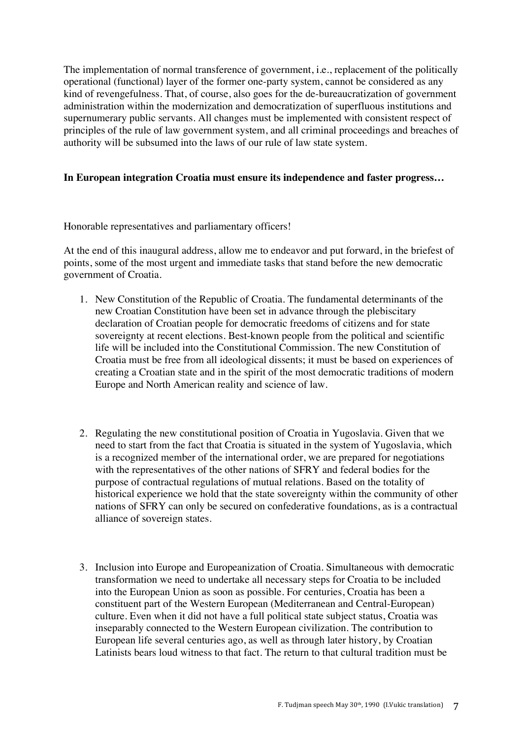The implementation of normal transference of government, i.e., replacement of the politically operational (functional) layer of the former one-party system, cannot be considered as any kind of revengefulness. That, of course, also goes for the de-bureaucratization of government administration within the modernization and democratization of superfluous institutions and supernumerary public servants. All changes must be implemented with consistent respect of principles of the rule of law government system, and all criminal proceedings and breaches of authority will be subsumed into the laws of our rule of law state system.

**In European integration Croatia must ensure its independence and faster progress…**

Honorable representatives and parliamentary officers!

At the end of this inaugural address, allow me to endeavor and put forward, in the briefest of points, some of the most urgent and immediate tasks that stand before the new democratic government of Croatia.

1. New Constitution of the Republic of Croatia. The fundamental determinants of the new Croatian Constitution have been set in advance through the plebiscitary declaration of Croatian people for democratic freedoms of citizens and for state sovereignty at recent elections. Best-known people from the political and scientific life will be included into the Constitutional Commission. The new Constitution of Croatia must be free from all ideological dissents; it must be based on experiences of creating a Croatian state and in the spirit of the most democratic traditions of modern Europe and North American reality and science of law.

2. Regulating the new constitutional position of Croatia in Yugoslavia. Given that we need to start from the fact that Croatia is situated in the system of Yugoslavia, which is a recognized member of the international order, we are prepared for negotiations with the representatives of the other nations of SFRY and federal bodies for the purpose of contractual regulations of mutual relations. Based on the totality of historical experience we hold that the state sovereignty within the community of other nations of SFRY can only be secured on confederative foundations, as is a contractual alliance of sovereign states.

3. Inclusion into Europe and Europeanization of Croatia. Simultaneous with democratic transformation we need to undertake all necessary steps for Croatia to be included into the European Union as soon as possible. For centuries, Croatia has been a constituent part of the Western European (Mediterranean and Central-European) culture. Even when it did not have a full political state subject status, Croatia was inseparably connected to the Western European civilization. The contribution to European life several centuries ago, as well as through later history, by Croatian Latinists bears loud witness to that fact. The return to that cultural tradition must be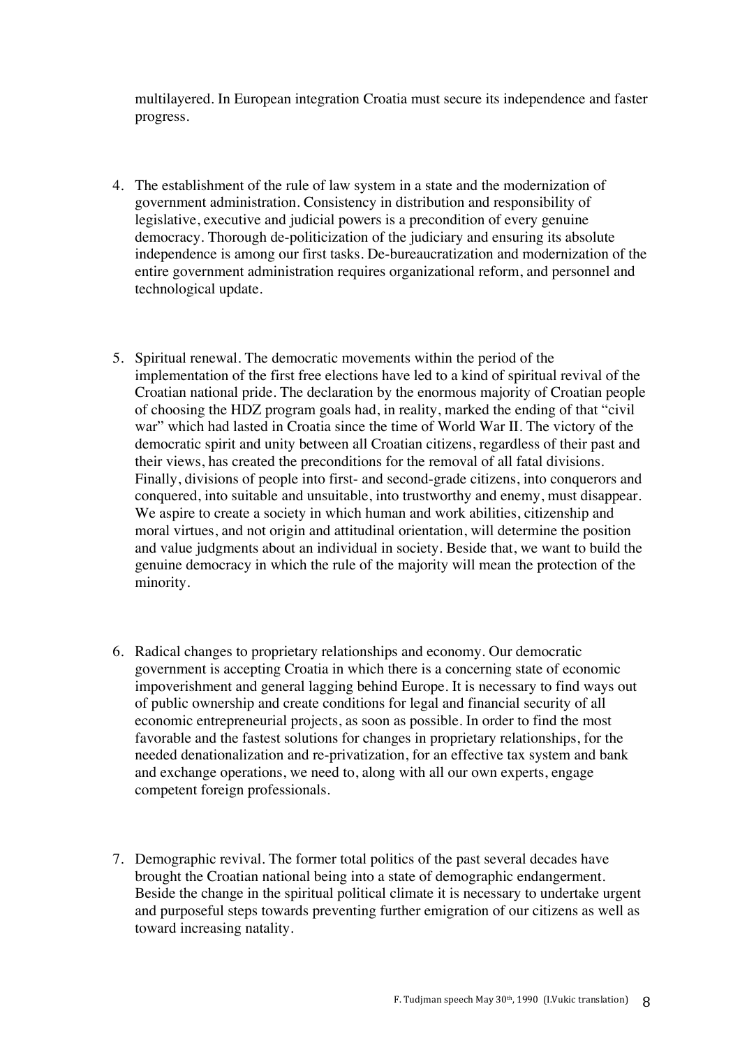multilayered. In European integration Croatia must secure its independence and faster progress.

4. The establishment of the rule of law system in a state and the modernization of government administration. Consistency in distribution and responsibility of legislative, executive and judicial powers is a precondition of every genuine democracy. Thorough de-politicization of the judiciary and ensuring its absolute independence is among our first tasks. De-bureaucratization and modernization of the entire government administration requires organizational reform, and personnel and technological update.

5. Spiritual renewal. The democratic movements within the period of the implementation of the first free elections have led to a kind of spiritual revival of the Croatian national pride. The declaration by the enormous majority of Croatian people of choosing the HDZ program goals had, in reality, marked the ending of that "civil war" which had lasted in Croatia since the time of World War II. The victory of the democratic spirit and unity between all Croatian citizens, regardless of their past and their views, has created the preconditions for the removal of all fatal divisions. Finally, divisions of people into first- and second-grade citizens, into conquerors and conquered, into suitable and unsuitable, into trustworthy and enemy, must disappear. We aspire to create a society in which human and work abilities, citizenship and moral virtues, and not origin and attitudinal orientation, will determine the position and value judgments about an individual in society. Beside that, we want to build the genuine democracy in which the rule of the majority will mean the protection of the minority.

6. Radical changes to proprietary relationships and economy. Our democratic government is accepting Croatia in which there is a concerning state of economic impoverishment and general lagging behind Europe. It is necessary to find ways out of public ownership and create conditions for legal and financial security of all economic entrepreneurial projects, as soon as possible. In order to find the most favorable and the fastest solutions for changes in proprietary relationships, for the needed denationalization and re-privatization, for an effective tax system and bank and exchange operations, we need to, along with all our own experts, engage competent foreign professionals.

7. Demographic revival. The former total politics of the past several decades have brought the Croatian national being into a state of demographic endangerment. Beside the change in the spiritual political climate it is necessary to undertake urgent and purposeful steps towards preventing further emigration of our citizens as well as toward increasing natality.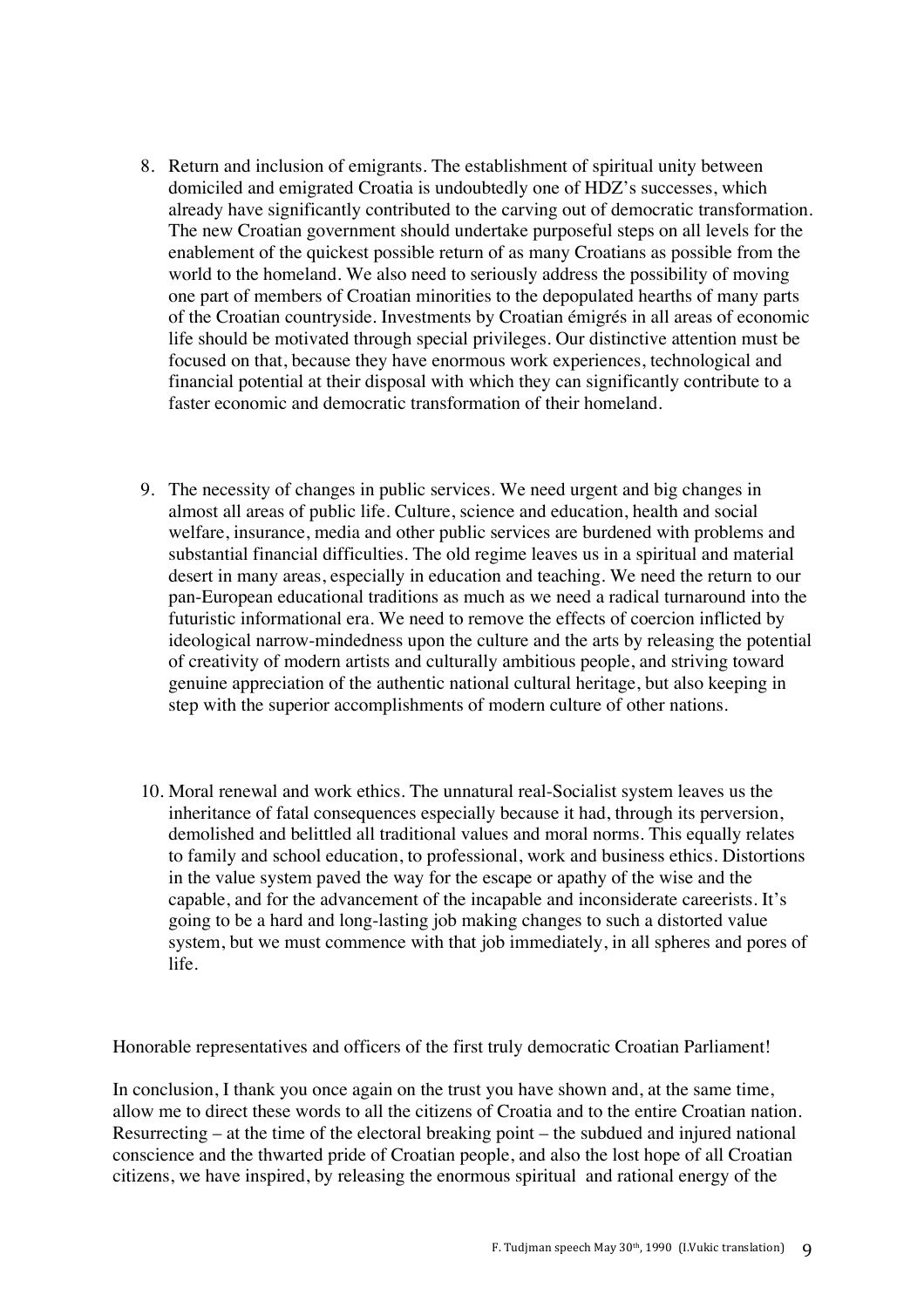8. Return and inclusion of emigrants. The establishment of spiritual unity between domiciled and emigrated Croatia is undoubtedly one of HDZ's successes, which already have significantly contributed to the carving out of democratic transformation. The new Croatian government should undertake purposeful steps on all levels for the enablement of the quickest possible return of as many Croatians as possible from the world to the homeland. We also need to seriously address the possibility of moving one part of members of Croatian minorities to the depopulated hearths of many parts of the Croatian countryside. Investments by Croatian émigrés in all areas of economic life should be motivated through special privileges. Our distinctive attention must be focused on that, because they have enormous work experiences, technological and financial potential at their disposal with which they can significantly contribute to a faster economic and democratic transformation of their homeland.

9. The necessity of changes in public services. We need urgent and big changes in almost all areas of public life. Culture, science and education, health and social welfare, insurance, media and other public services are burdened with problems and substantial financial difficulties. The old regime leaves us in a spiritual and material desert in many areas, especially in education and teaching. We need the return to our pan-European educational traditions as much as we need a radical turnaround into the futuristic informational era. We need to remove the effects of coercion inflicted by ideological narrow-mindedness upon the culture and the arts by releasing the potential of creativity of modern artists and culturally ambitious people, and striving toward genuine appreciation of the authentic national cultural heritage, but also keeping in step with the superior accomplishments of modern culture of other nations.

10. Moral renewal and work ethics. The unnatural real-Socialist system leaves us the inheritance of fatal consequences especially because it had, through its perversion, demolished and belittled all traditional values and moral norms. This equally relates to family and school education, to professional, work and business ethics. Distortions in the value system paved the way for the escape or apathy of the wise and the capable, and for the advancement of the incapable and inconsiderate careerists. It's going to be a hard and long-lasting job making changes to such a distorted value system, but we must commence with that job immediately, in all spheres and pores of life.

Honorable representatives and officers of the first truly democratic Croatian Parliament!

In conclusion, I thank you once again on the trust you have shown and, at the same time, allow me to direct these words to all the citizens of Croatia and to the entire Croatian nation. Resurrecting – at the time of the electoral breaking point – the subdued and injured national conscience and the thwarted pride of Croatian people, and also the lost hope of all Croatian citizens, we have inspired, by releasing the enormous spiritual and rational energy of the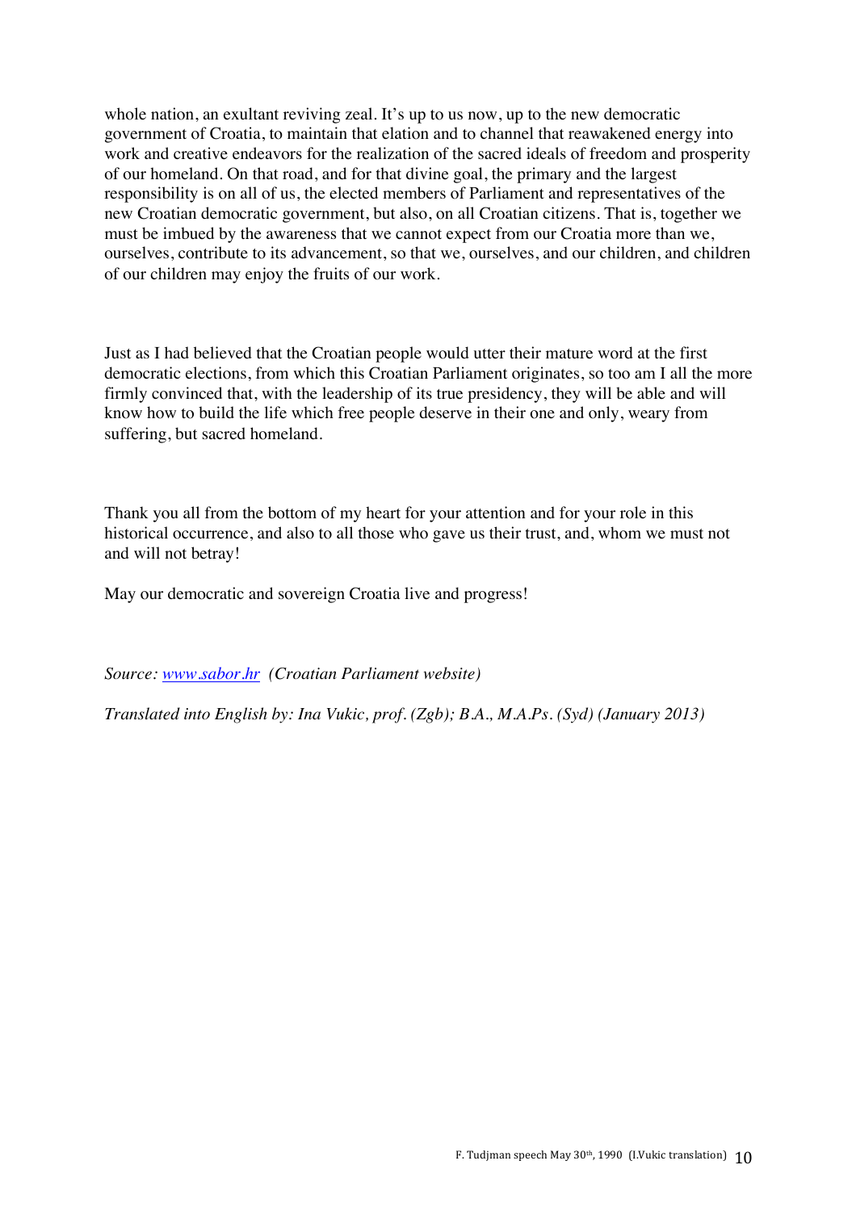whole nation, an exultant reviving zeal. It's up to us now, up to the new democratic government of Croatia, to maintain that elation and to channel that reawakened energy into work and creative endeavors for the realization of the sacred ideals of freedom and prosperity of our homeland. On that road, and for that divine goal, the primary and the largest responsibility is on all of us, the elected members of Parliament and representatives of the new Croatian democratic government, but also, on all Croatian citizens. That is, together we must be imbued by the awareness that we cannot expect from our Croatia more than we, ourselves, contribute to its advancement, so that we, ourselves, and our children, and children of our children may enjoy the fruits of our work.

Just as I had believed that the Croatian people would utter their mature word at the first democratic elections, from which this Croatian Parliament originates, so too am I all the more firmly convinced that, with the leadership of its true presidency, they will be able and will know how to build the life which free people deserve in their one and only, weary from suffering, but sacred homeland.

Thank you all from the bottom of my heart for your attention and for your role in this historical occurrence, and also to all those who gave us their trust, and, whom we must not and will not betray!

May our democratic and sovereign Croatia live and progress!

*Source: [www.sabor.hr](http://www.sabor.hr) (Croatian Parliament website)*

*Translated into English by: Ina Vukic, prof. (Zgb); B.A., M.A.Ps. (Syd) (January 2013)*